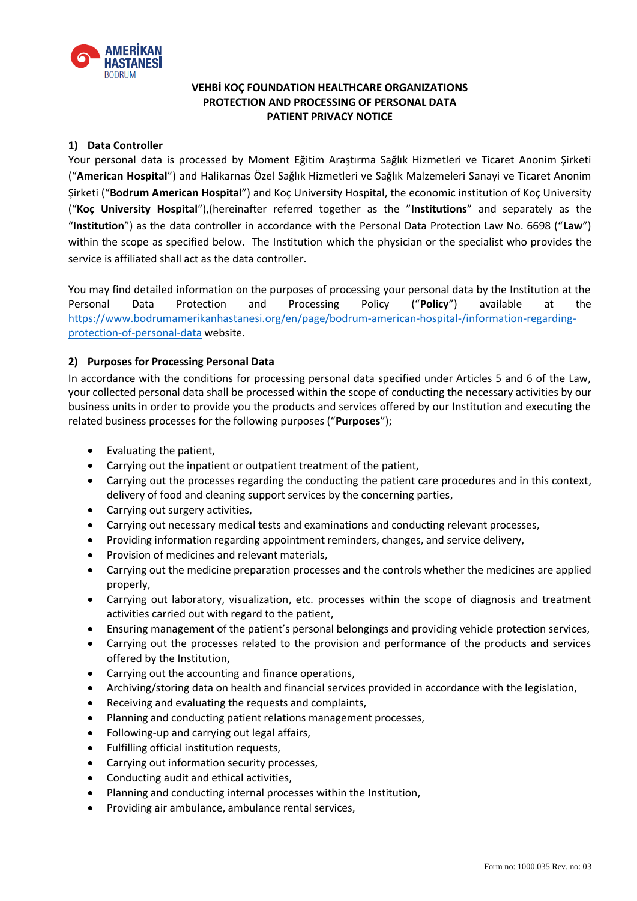**VEHBİ KOÇ FOUNDATION HEALTHCARE ORGANIZATIONS**
**PROTECTION AND PROCESSING OF PERSONAL DATA**
**PATIENT PRIVACY NOTICE**

## 1) Data Controller

Your personal data is processed by Moment Eğitim Araştırma Sağlık Hizmetleri ve Ticaret Anonim Şirketi ("**American Hospital**") and Halikarnas Özel Sağlık Hizmetleri ve Sağlık Malzemeleri Sanayi ve Ticaret Anonim Şirketi ("**Bodrum American Hospital**") and Koç University Hospital, the economic institution of Koç University ("**Koç University Hospital**"),(hereinafter referred together as the "**Institutions**" and separately as the "**Institution**") as the data controller in accordance with the Personal Data Protection Law No. 6698 ("**Law**") within the scope as specified below. The Institution which the physician or the specialist who provides the service is affiliated shall act as the data controller.

You may find detailed information on the purposes of processing your personal data by the Institution at the Personal Data Protection and Processing Policy ("**Policy**") available at the https://www.bodrumamerikanhastanesi.org/en/page/bodrum-american-hospital-/information-regarding-protection-of-personal-data website.

## 2) Purposes for Processing Personal Data

In accordance with the conditions for processing personal data specified under Articles 5 and 6 of the Law, your collected personal data shall be processed within the scope of conducting the necessary activities by our business units in order to provide you the products and services offered by our Institution and executing the related business processes for the following purposes ("**Purposes**");

- Evaluating the patient,
- Carrying out the inpatient or outpatient treatment of the patient,
- Carrying out the processes regarding the conducting the patient care procedures and in this context, delivery of food and cleaning support services by the concerning parties,
- Carrying out surgery activities,
- Carrying out necessary medical tests and examinations and conducting relevant processes,
- Providing information regarding appointment reminders, changes, and service delivery,
- Provision of medicines and relevant materials,
- Carrying out the medicine preparation processes and the controls whether the medicines are applied properly,
- Carrying out laboratory, visualization, etc. processes within the scope of diagnosis and treatment activities carried out with regard to the patient,
- Ensuring management of the patient's personal belongings and providing vehicle protection services,
- Carrying out the processes related to the provision and performance of the products and services offered by the Institution,
- Carrying out the accounting and finance operations,
- Archiving/storing data on health and financial services provided in accordance with the legislation,
- Receiving and evaluating the requests and complaints,
- Planning and conducting patient relations management processes,
- Following-up and carrying out legal affairs,
- Fulfilling official institution requests,
- Carrying out information security processes,
- Conducting audit and ethical activities,
- Planning and conducting internal processes within the Institution,
- Providing air ambulance, ambulance rental services,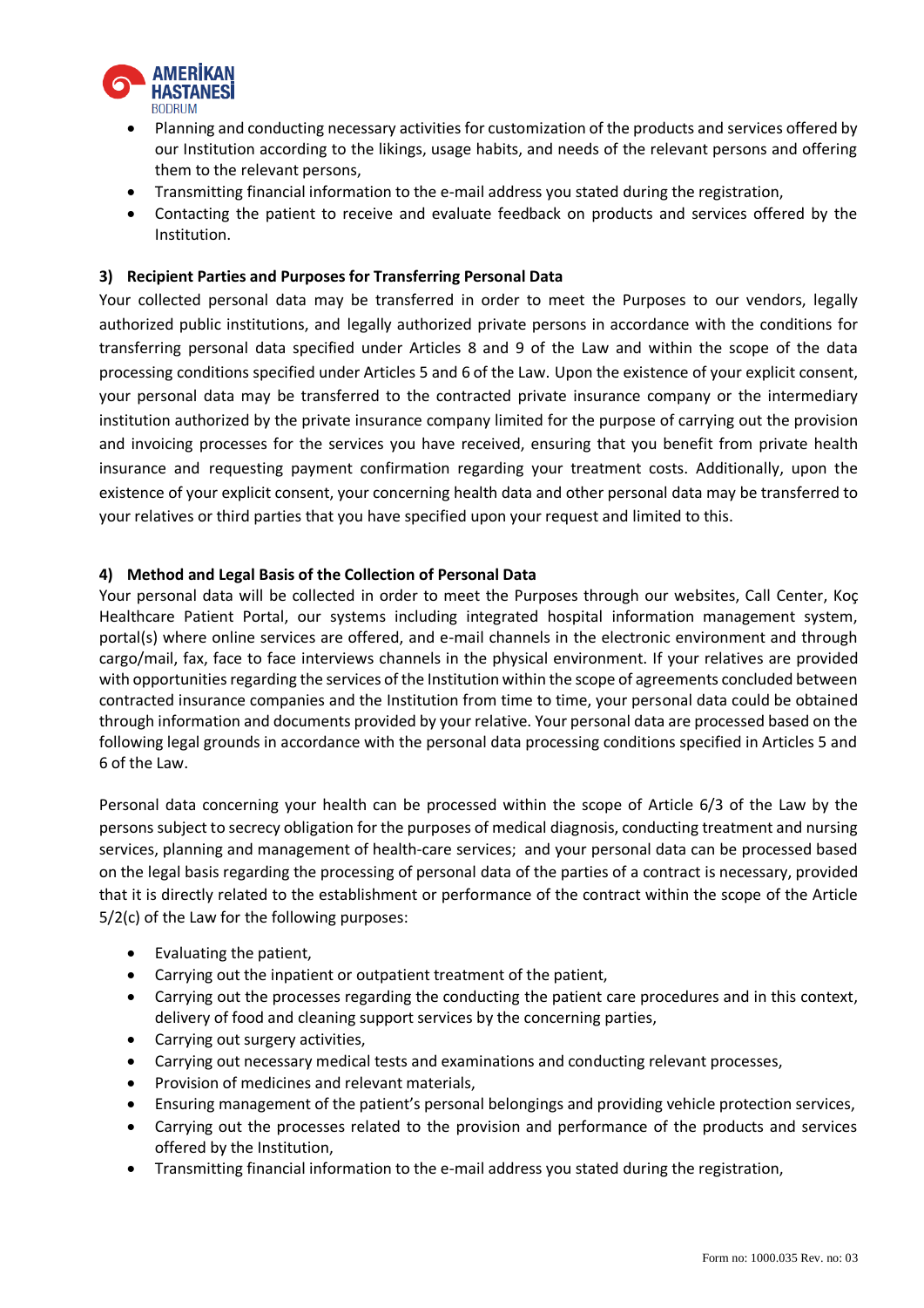- Planning and conducting necessary activities for customization of the products and services offered by our Institution according to the likings, usage habits, and needs of the relevant persons and offering them to the relevant persons,
- Transmitting financial information to the e-mail address you stated during the registration,
- Contacting the patient to receive and evaluate feedback on products and services offered by the Institution.

**3) Recipient Parties and Purposes for Transferring Personal Data**

Your collected personal data may be transferred in order to meet the Purposes to our vendors, legally authorized public institutions, and legally authorized private persons in accordance with the conditions for transferring personal data specified under Articles 8 and 9 of the Law and within the scope of the data processing conditions specified under Articles 5 and 6 of the Law. Upon the existence of your explicit consent, your personal data may be transferred to the contracted private insurance company or the intermediary institution authorized by the private insurance company limited for the purpose of carrying out the provision and invoicing processes for the services you have received, ensuring that you benefit from private health insurance and requesting payment confirmation regarding your treatment costs. Additionally, upon the existence of your explicit consent, your concerning health data and other personal data may be transferred to your relatives or third parties that you have specified upon your request and limited to this.

**4) Method and Legal Basis of the Collection of Personal Data**

Your personal data will be collected in order to meet the Purposes through our websites, Call Center, Koç Healthcare Patient Portal, our systems including integrated hospital information management system, portal(s) where online services are offered, and e-mail channels in the electronic environment and through cargo/mail, fax, face to face interviews channels in the physical environment. If your relatives are provided with opportunities regarding the services of the Institution within the scope of agreements concluded between contracted insurance companies and the Institution from time to time, your personal data could be obtained through information and documents provided by your relative. Your personal data are processed based on the following legal grounds in accordance with the personal data processing conditions specified in Articles 5 and 6 of the Law.

Personal data concerning your health can be processed within the scope of Article 6/3 of the Law by the persons subject to secrecy obligation for the purposes of medical diagnosis, conducting treatment and nursing services, planning and management of health-care services; and your personal data can be processed based on the legal basis regarding the processing of personal data of the parties of a contract is necessary, provided that it is directly related to the establishment or performance of the contract within the scope of the Article 5/2(c) of the Law for the following purposes:

- Evaluating the patient,
- Carrying out the inpatient or outpatient treatment of the patient,
- Carrying out the processes regarding the conducting the patient care procedures and in this context, delivery of food and cleaning support services by the concerning parties,
- Carrying out surgery activities,
- Carrying out necessary medical tests and examinations and conducting relevant processes,
- Provision of medicines and relevant materials,
- Ensuring management of the patient's personal belongings and providing vehicle protection services,
- Carrying out the processes related to the provision and performance of the products and services offered by the Institution,
- Transmitting financial information to the e-mail address you stated during the registration,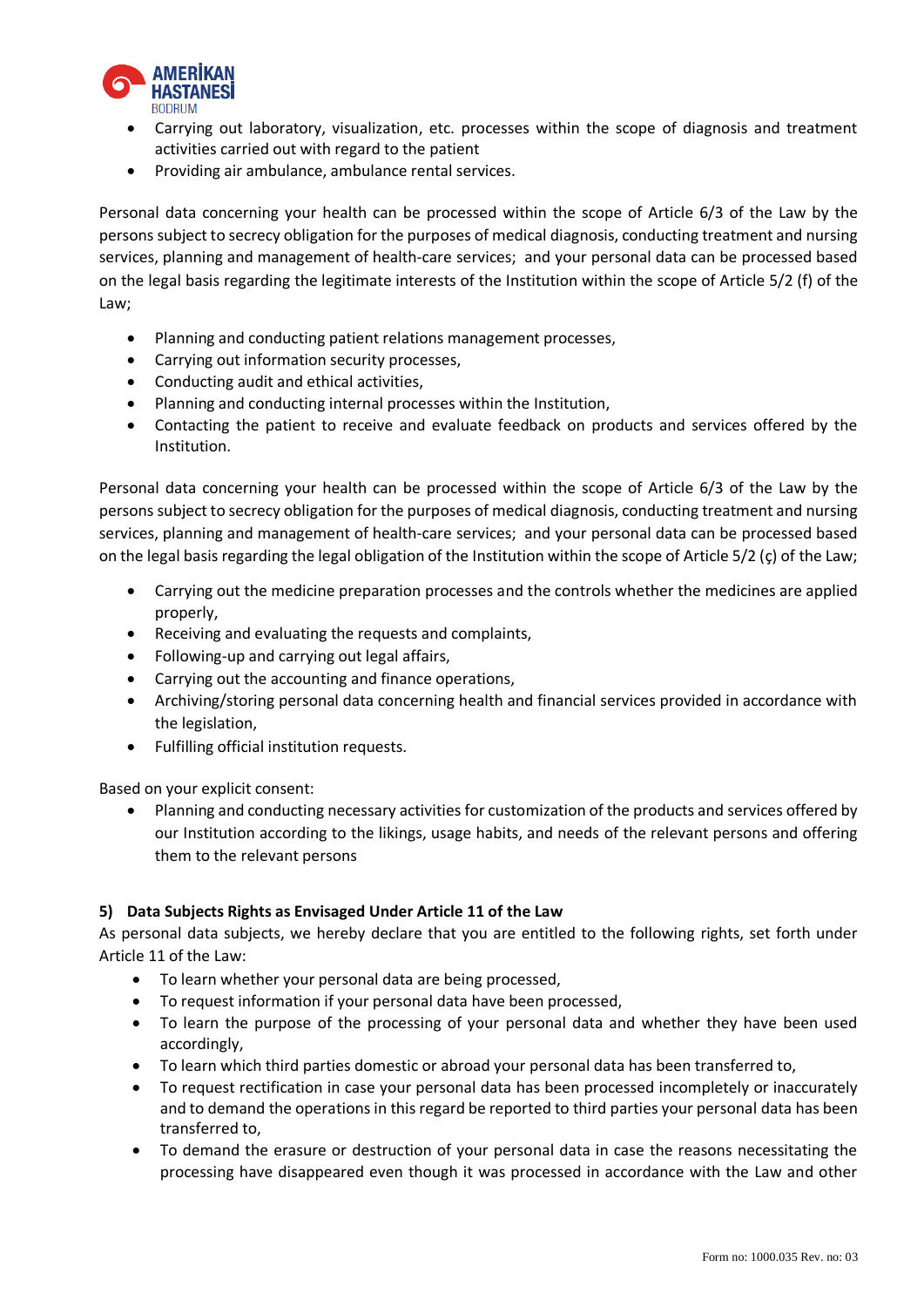- Carrying out laboratory, visualization, etc. processes within the scope of diagnosis and treatment activities carried out with regard to the patient
- Providing air ambulance, ambulance rental services.

Personal data concerning your health can be processed within the scope of Article 6/3 of the Law by the persons subject to secrecy obligation for the purposes of medical diagnosis, conducting treatment and nursing services, planning and management of health-care services; and your personal data can be processed based on the legal basis regarding the legitimate interests of the Institution within the scope of Article 5/2 (f) of the Law;

- Planning and conducting patient relations management processes,
- Carrying out information security processes,
- Conducting audit and ethical activities,
- Planning and conducting internal processes within the Institution,
- Contacting the patient to receive and evaluate feedback on products and services offered by the Institution.

Personal data concerning your health can be processed within the scope of Article 6/3 of the Law by the persons subject to secrecy obligation for the purposes of medical diagnosis, conducting treatment and nursing services, planning and management of health-care services; and your personal data can be processed based on the legal basis regarding the legal obligation of the Institution within the scope of Article 5/2 (ç) of the Law;

- Carrying out the medicine preparation processes and the controls whether the medicines are applied properly,
- Receiving and evaluating the requests and complaints,
- Following-up and carrying out legal affairs,
- Carrying out the accounting and finance operations,
- Archiving/storing personal data concerning health and financial services provided in accordance with the legislation,
- Fulfilling official institution requests.

Based on your explicit consent:

- Planning and conducting necessary activities for customization of the products and services offered by our Institution according to the likings, usage habits, and needs of the relevant persons and offering them to the relevant persons

**5) Data Subjects Rights as Envisaged Under Article 11 of the Law**

As personal data subjects, we hereby declare that you are entitled to the following rights, set forth under Article 11 of the Law:

- To learn whether your personal data are being processed,
- To request information if your personal data have been processed,
- To learn the purpose of the processing of your personal data and whether they have been used accordingly,
- To learn which third parties domestic or abroad your personal data has been transferred to,
- To request rectification in case your personal data has been processed incompletely or inaccurately and to demand the operations in this regard be reported to third parties your personal data has been transferred to,
- To demand the erasure or destruction of your personal data in case the reasons necessitating the processing have disappeared even though it was processed in accordance with the Law and other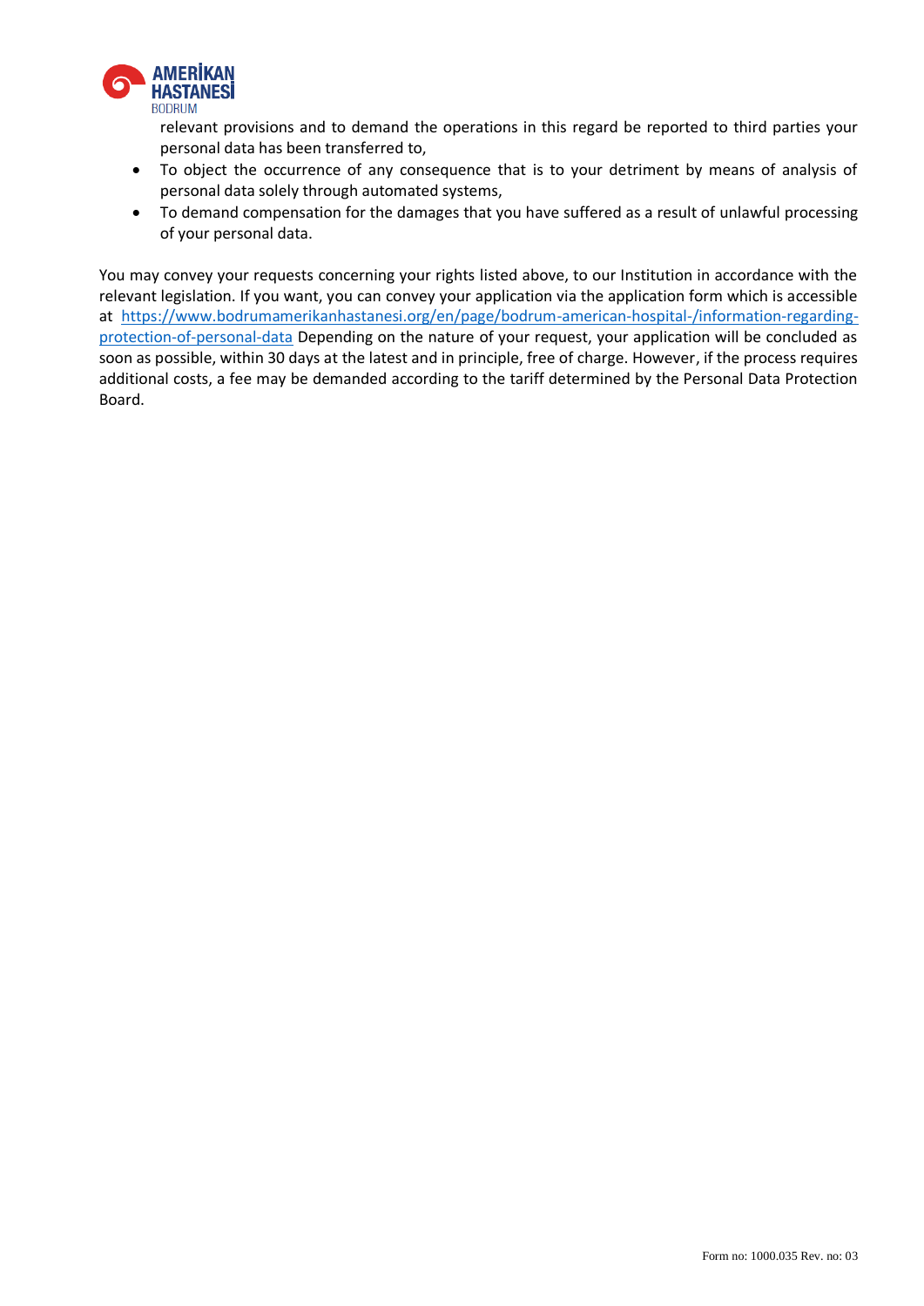relevant provisions and to demand the operations in this regard be reported to third parties your personal data has been transferred to,

- To object the occurrence of any consequence that is to your detriment by means of analysis of personal data solely through automated systems,
- To demand compensation for the damages that you have suffered as a result of unlawful processing of your personal data.

You may convey your requests concerning your rights listed above, to our Institution in accordance with the relevant legislation. If you want, you can convey your application via the application form which is accessible at https://www.bodrumamerikanhastanesi.org/en/page/bodrum-american-hospital-/information-regarding-protection-of-personal-data Depending on the nature of your request, your application will be concluded as soon as possible, within 30 days at the latest and in principle, free of charge. However, if the process requires additional costs, a fee may be demanded according to the tariff determined by the Personal Data Protection Board.

Form no: 1000.035 Rev. no: 03